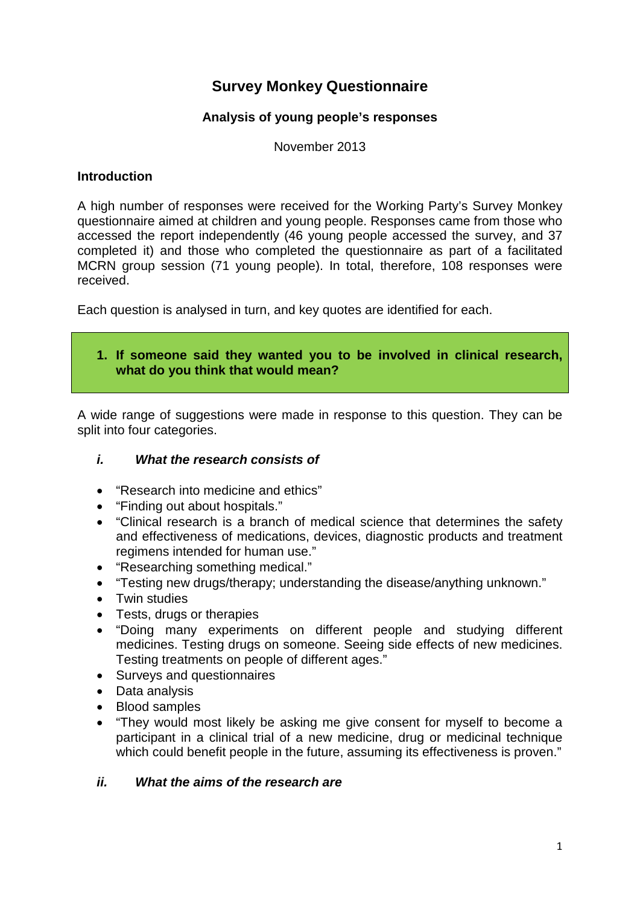# Survey Monkey Questionnaire

## Analysis of young people's responses

November 2013

**Introduction**

A high number of responses were received for the Working Party's Survey Monkey questionnaire aimed at children and young people. Responses came from those who accessed the report independently (46 young people accessed the survey, and 37 completed it) and those who completed the questionnaire as part of a facilitated MCRN group session (71 young people). In total, therefore, 108 responses were received.

Each question is analysed in turn, and key quotes are identified for each.

**1. If someone said they wanted you to be involved in clinical research, what do you think that would mean?**

A wide range of suggestions were made in response to this question. They can be split into four categories.

***i. What the research consists of***

- "Research into medicine and ethics"
- "Finding out about hospitals."
- "Clinical research is a branch of medical science that determines the safety and effectiveness of medications, devices, diagnostic products and treatment regimens intended for human use."
- "Researching something medical."
- "Testing new drugs/therapy; understanding the disease/anything unknown."
- Twin studies
- Tests, drugs or therapies
- "Doing many experiments on different people and studying different medicines. Testing drugs on someone. Seeing side effects of new medicines. Testing treatments on people of different ages."
- Surveys and questionnaires
- Data analysis
- Blood samples
- "They would most likely be asking me give consent for myself to become a participant in a clinical trial of a new medicine, drug or medicinal technique which could benefit people in the future, assuming its effectiveness is proven."

***ii. What the aims of the research are***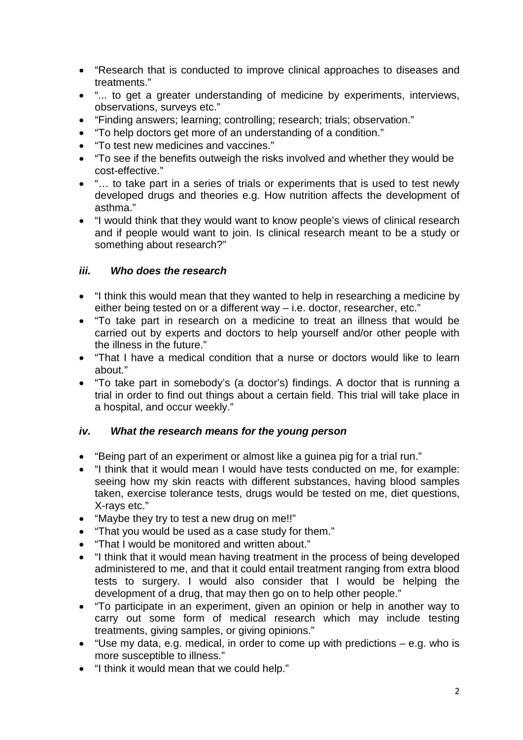- "Research that is conducted to improve clinical approaches to diseases and treatments."
- "... to get a greater understanding of medicine by experiments, interviews, observations, surveys etc."
- "Finding answers; learning; controlling; research; trials; observation."
- "To help doctors get more of an understanding of a condition."
- "To test new medicines and vaccines."
- "To see if the benefits outweigh the risks involved and whether they would be cost-effective."
- "… to take part in a series of trials or experiments that is used to test newly developed drugs and theories e.g. How nutrition affects the development of asthma."
- "I would think that they would want to know people's views of clinical research and if people would want to join. Is clinical research meant to be a study or something about research?"

### *iii. Who does the research*

- "I think this would mean that they wanted to help in researching a medicine by either being tested on or a different way – i.e. doctor, researcher, etc."
- "To take part in research on a medicine to treat an illness that would be carried out by experts and doctors to help yourself and/or other people with the illness in the future."
- "That I have a medical condition that a nurse or doctors would like to learn about."
- "To take part in somebody's (a doctor's) findings. A doctor that is running a trial in order to find out things about a certain field. This trial will take place in a hospital, and occur weekly."

### *iv. What the research means for the young person*

- "Being part of an experiment or almost like a guinea pig for a trial run."
- "I think that it would mean I would have tests conducted on me, for example: seeing how my skin reacts with different substances, having blood samples taken, exercise tolerance tests, drugs would be tested on me, diet questions, X-rays etc."
- "Maybe they try to test a new drug on me!!"
- "That you would be used as a case study for them."
- "That I would be monitored and written about."
- "I think that it would mean having treatment in the process of being developed administered to me, and that it could entail treatment ranging from extra blood tests to surgery. I would also consider that I would be helping the development of a drug, that may then go on to help other people."
- "To participate in an experiment, given an opinion or help in another way to carry out some form of medical research which may include testing treatments, giving samples, or giving opinions."
- "Use my data, e.g. medical, in order to come up with predictions – e.g. who is more susceptible to illness."
- "I think it would mean that we could help."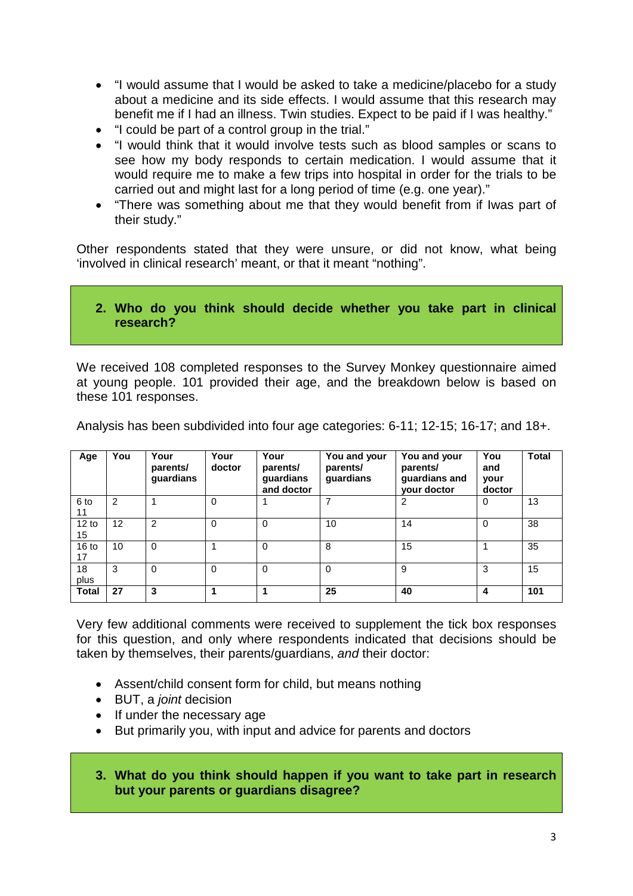- "I would assume that I would be asked to take a medicine/placebo for a study about a medicine and its side effects. I would assume that this research may benefit me if I had an illness. Twin studies. Expect to be paid if I was healthy."
- "I could be part of a control group in the trial."
- "I would think that it would involve tests such as blood samples or scans to see how my body responds to certain medication. I would assume that it would require me to make a few trips into hospital in order for the trials to be carried out and might last for a long period of time (e.g. one year)."
- "There was something about me that they would benefit from if Iwas part of their study."

Other respondents stated that they were unsure, or did not know, what being 'involved in clinical research' meant, or that it meant "nothing".

## 2. Who do you think should decide whether you take part in clinical research?

We received 108 completed responses to the Survey Monkey questionnaire aimed at young people. 101 provided their age, and the breakdown below is based on these 101 responses.

Analysis has been subdivided into four age categories: 6-11; 12-15; 16-17; and 18+.

| Age | You | Your parents/ guardians | Your doctor | Your parents/ guardians and doctor | You and your parents/ guardians | You and your parents/ guardians and your doctor | You and your doctor | Total |
|---|---|---|---|---|---|---|---|---|
| 6 to 11 | 2 | 1 | 0 | 1 | 7 | 2 | 0 | 13 |
| 12 to 15 | 12 | 2 | 0 | 0 | 10 | 14 | 0 | 38 |
| 16 to 17 | 10 | 0 | 1 | 0 | 8 | 15 | 1 | 35 |
| 18 plus | 3 | 0 | 0 | 0 | 0 | 9 | 3 | 15 |
| **Total** | **27** | **3** | **1** | **1** | **25** | **40** | **4** | **101** |

Very few additional comments were received to supplement the tick box responses for this question, and only where respondents indicated that decisions should be taken by themselves, their parents/guardians, *and* their doctor:

- Assent/child consent form for child, but means nothing
- BUT, a *joint* decision
- If under the necessary age
- But primarily you, with input and advice for parents and doctors

## 3. What do you think should happen if you want to take part in research but your parents or guardians disagree?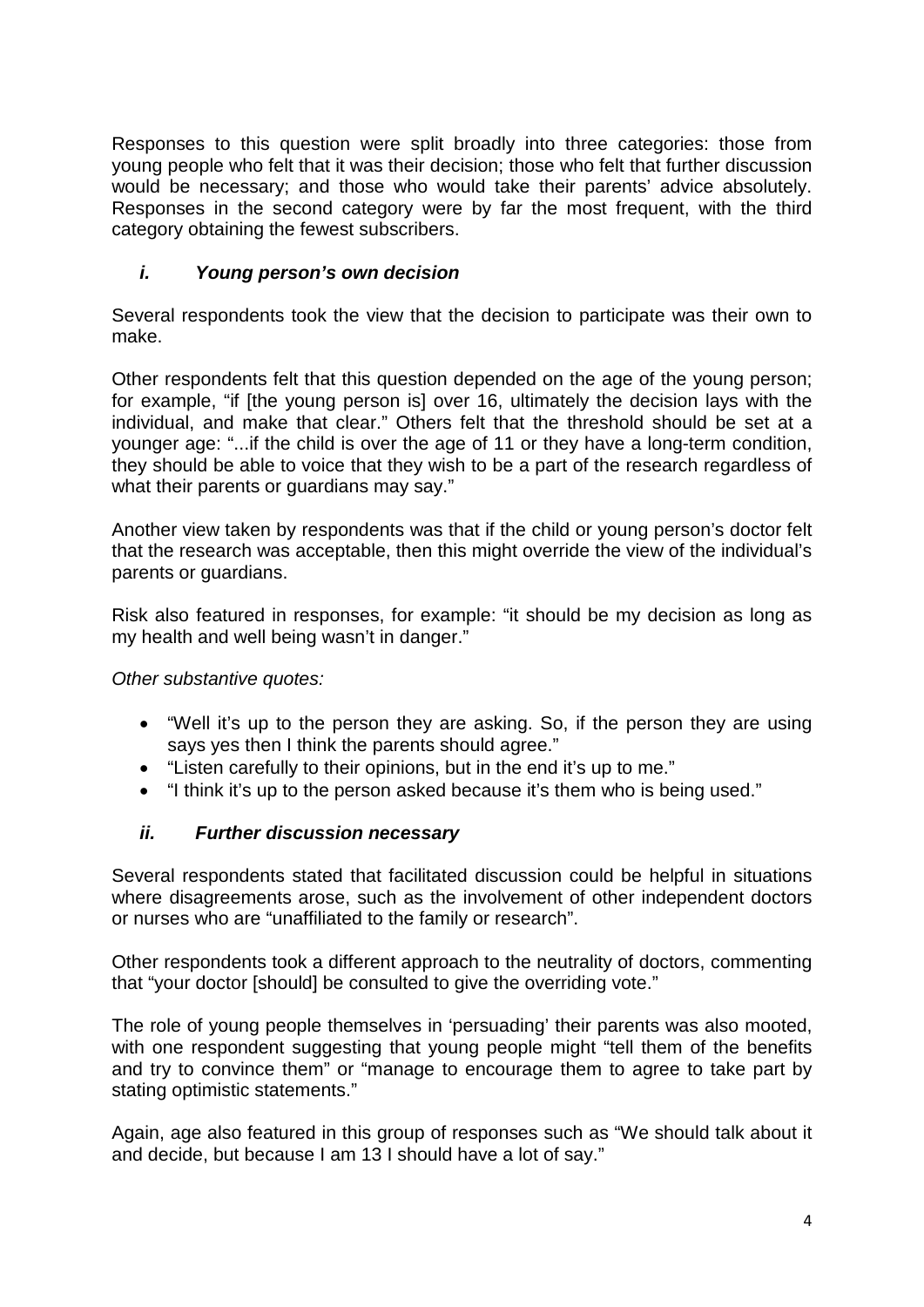Responses to this question were split broadly into three categories: those from young people who felt that it was their decision; those who felt that further discussion would be necessary; and those who would take their parents' advice absolutely. Responses in the second category were by far the most frequent, with the third category obtaining the fewest subscribers.

### *i. Young person's own decision*

Several respondents took the view that the decision to participate was their own to make.

Other respondents felt that this question depended on the age of the young person; for example, "if [the young person is] over 16, ultimately the decision lays with the individual, and make that clear." Others felt that the threshold should be set at a younger age: "...if the child is over the age of 11 or they have a long-term condition, they should be able to voice that they wish to be a part of the research regardless of what their parents or guardians may say."

Another view taken by respondents was that if the child or young person's doctor felt that the research was acceptable, then this might override the view of the individual's parents or guardians.

Risk also featured in responses, for example: "it should be my decision as long as my health and well being wasn't in danger."

*Other substantive quotes:*

- "Well it's up to the person they are asking. So, if the person they are using says yes then I think the parents should agree."
- "Listen carefully to their opinions, but in the end it's up to me."
- "I think it's up to the person asked because it's them who is being used."

### *ii. Further discussion necessary*

Several respondents stated that facilitated discussion could be helpful in situations where disagreements arose, such as the involvement of other independent doctors or nurses who are "unaffiliated to the family or research".

Other respondents took a different approach to the neutrality of doctors, commenting that "your doctor [should] be consulted to give the overriding vote."

The role of young people themselves in 'persuading' their parents was also mooted, with one respondent suggesting that young people might "tell them of the benefits and try to convince them" or "manage to encourage them to agree to take part by stating optimistic statements."

Again, age also featured in this group of responses such as "We should talk about it and decide, but because I am 13 I should have a lot of say."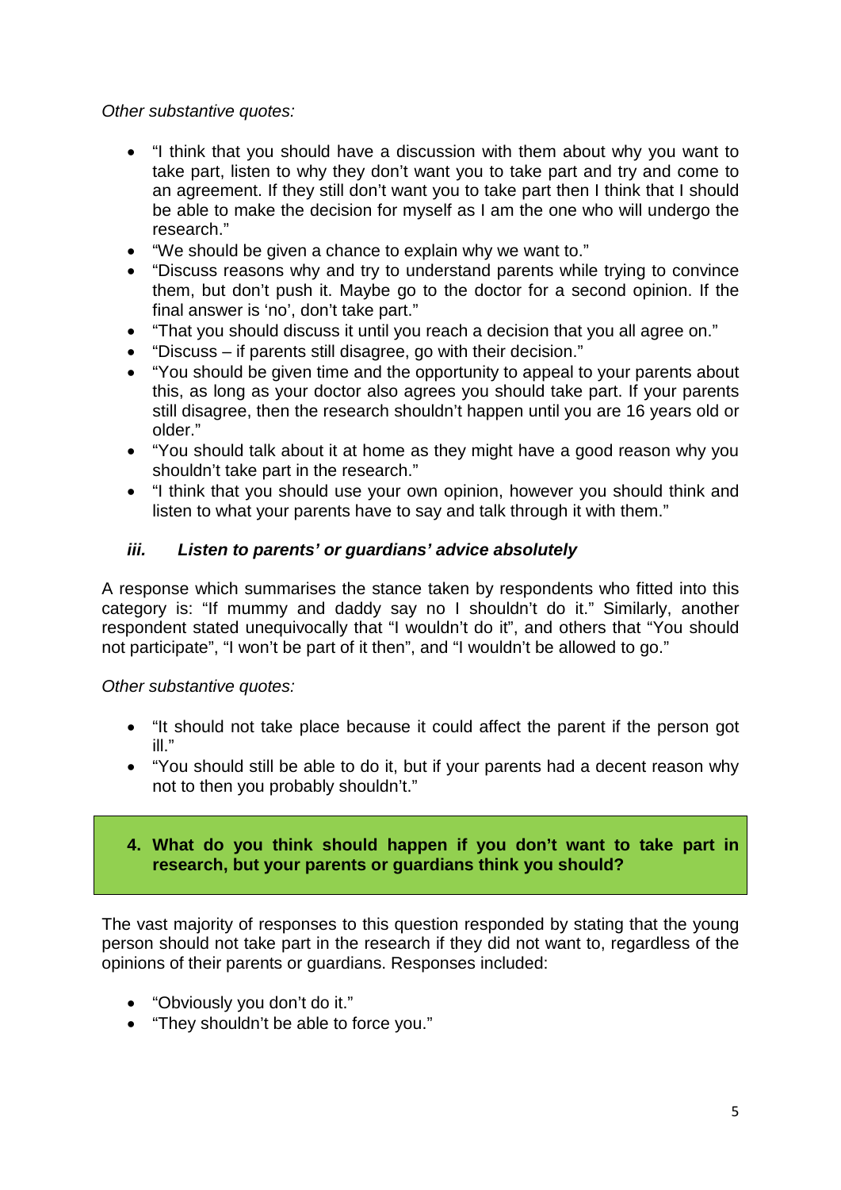*Other substantive quotes:*

- "I think that you should have a discussion with them about why you want to take part, listen to why they don't want you to take part and try and come to an agreement. If they still don't want you to take part then I think that I should be able to make the decision for myself as I am the one who will undergo the research."
- "We should be given a chance to explain why we want to."
- "Discuss reasons why and try to understand parents while trying to convince them, but don't push it. Maybe go to the doctor for a second opinion. If the final answer is 'no', don't take part."
- "That you should discuss it until you reach a decision that you all agree on."
- "Discuss – if parents still disagree, go with their decision."
- "You should be given time and the opportunity to appeal to your parents about this, as long as your doctor also agrees you should take part. If your parents still disagree, then the research shouldn't happen until you are 16 years old or older."
- "You should talk about it at home as they might have a good reason why you shouldn't take part in the research."
- "I think that you should use your own opinion, however you should think and listen to what your parents have to say and talk through it with them."

### *iii. Listen to parents' or guardians' advice absolutely*

A response which summarises the stance taken by respondents who fitted into this category is: "If mummy and daddy say no I shouldn't do it." Similarly, another respondent stated unequivocally that "I wouldn't do it", and others that "You should not participate", "I won't be part of it then", and "I wouldn't be allowed to go."

*Other substantive quotes:*

- "It should not take place because it could affect the parent if the person got ill."
- "You should still be able to do it, but if your parents had a decent reason why not to then you probably shouldn't."

## 4. What do you think should happen if you don't want to take part in research, but your parents or guardians think you should?

The vast majority of responses to this question responded by stating that the young person should not take part in the research if they did not want to, regardless of the opinions of their parents or guardians. Responses included:

- "Obviously you don't do it."
- "They shouldn't be able to force you."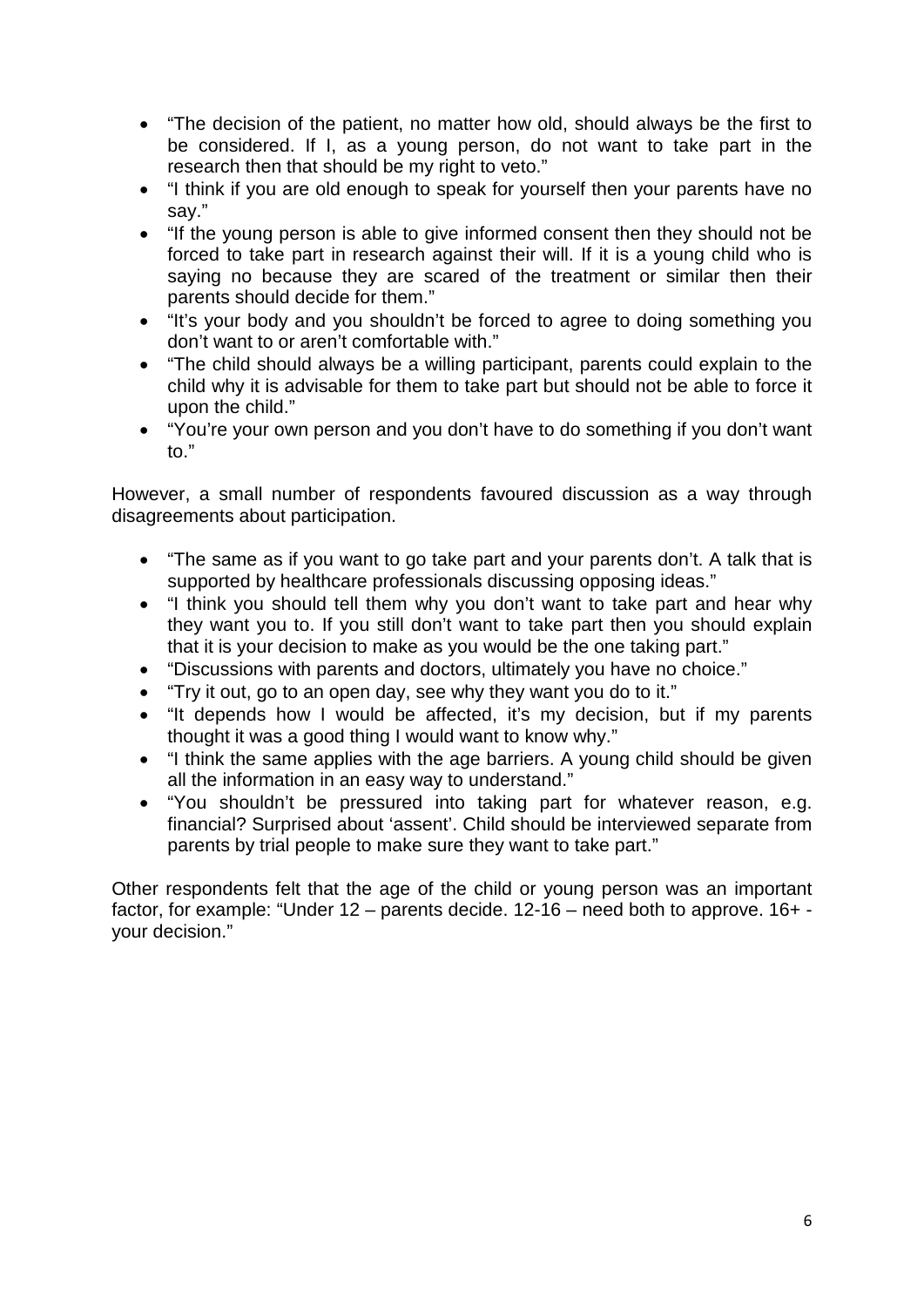- “The decision of the patient, no matter how old, should always be the first to be considered. If I, as a young person, do not want to take part in the research then that should be my right to veto.”
- “I think if you are old enough to speak for yourself then your parents have no say.”
- “If the young person is able to give informed consent then they should not be forced to take part in research against their will. If it is a young child who is saying no because they are scared of the treatment or similar then their parents should decide for them.”
- “It’s your body and you shouldn’t be forced to agree to doing something you don’t want to or aren’t comfortable with.”
- “The child should always be a willing participant, parents could explain to the child why it is advisable for them to take part but should not be able to force it upon the child.”
- “You’re your own person and you don’t have to do something if you don’t want to.”

However, a small number of respondents favoured discussion as a way through disagreements about participation.

- “The same as if you want to go take part and your parents don’t. A talk that is supported by healthcare professionals discussing opposing ideas.”
- “I think you should tell them why you don’t want to take part and hear why they want you to. If you still don’t want to take part then you should explain that it is your decision to make as you would be the one taking part.”
- “Discussions with parents and doctors, ultimately you have no choice.”
- “Try it out, go to an open day, see why they want you do to it.”
- “It depends how I would be affected, it’s my decision, but if my parents thought it was a good thing I would want to know why.”
- “I think the same applies with the age barriers. A young child should be given all the information in an easy way to understand.”
- “You shouldn’t be pressured into taking part for whatever reason, e.g. financial? Surprised about ‘assent’. Child should be interviewed separate from parents by trial people to make sure they want to take part.”

Other respondents felt that the age of the child or young person was an important factor, for example: “Under 12 – parents decide. 12-16 – need both to approve. 16+ - your decision.”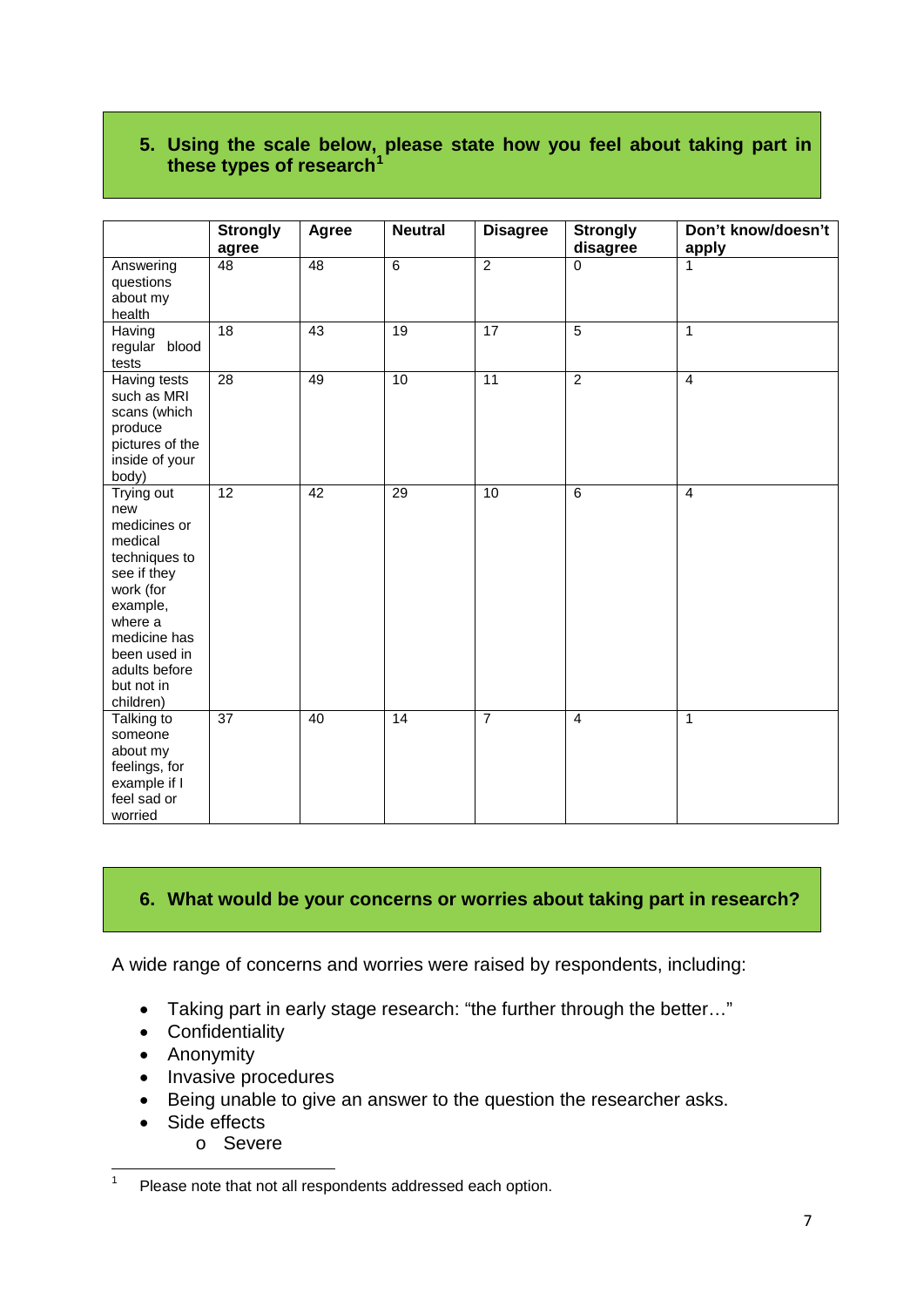## 5. Using the scale below, please state how you feel about taking part in these types of research[1]

| | Strongly agree | Agree | Neutral | Disagree | Strongly disagree | Don't know/doesn't apply |
|---|---|---|---|---|---|---|
| Answering questions about my health | 48 | 48 | 6 | 2 | 0 | 1 |
| Having regular blood tests | 18 | 43 | 19 | 17 | 5 | 1 |
| Having tests such as MRI scans (which produce pictures of the inside of your body) | 28 | 49 | 10 | 11 | 2 | 4 |
| Trying out new medicines or medical techniques to see if they work (for example, where a medicine has been used in adults before but not in children) | 12 | 42 | 29 | 10 | 6 | 4 |
| Talking to someone about my feelings, for example if I feel sad or worried | 37 | 40 | 14 | 7 | 4 | 1 |

## 6. What would be your concerns or worries about taking part in research?

A wide range of concerns and worries were raised by respondents, including:

- Taking part in early stage research: "the further through the better…"
- Confidentiality
- Anonymity
- Invasive procedures
- Being unable to give an answer to the question the researcher asks.
- Side effects
  - Severe

[1] Please note that not all respondents addressed each option.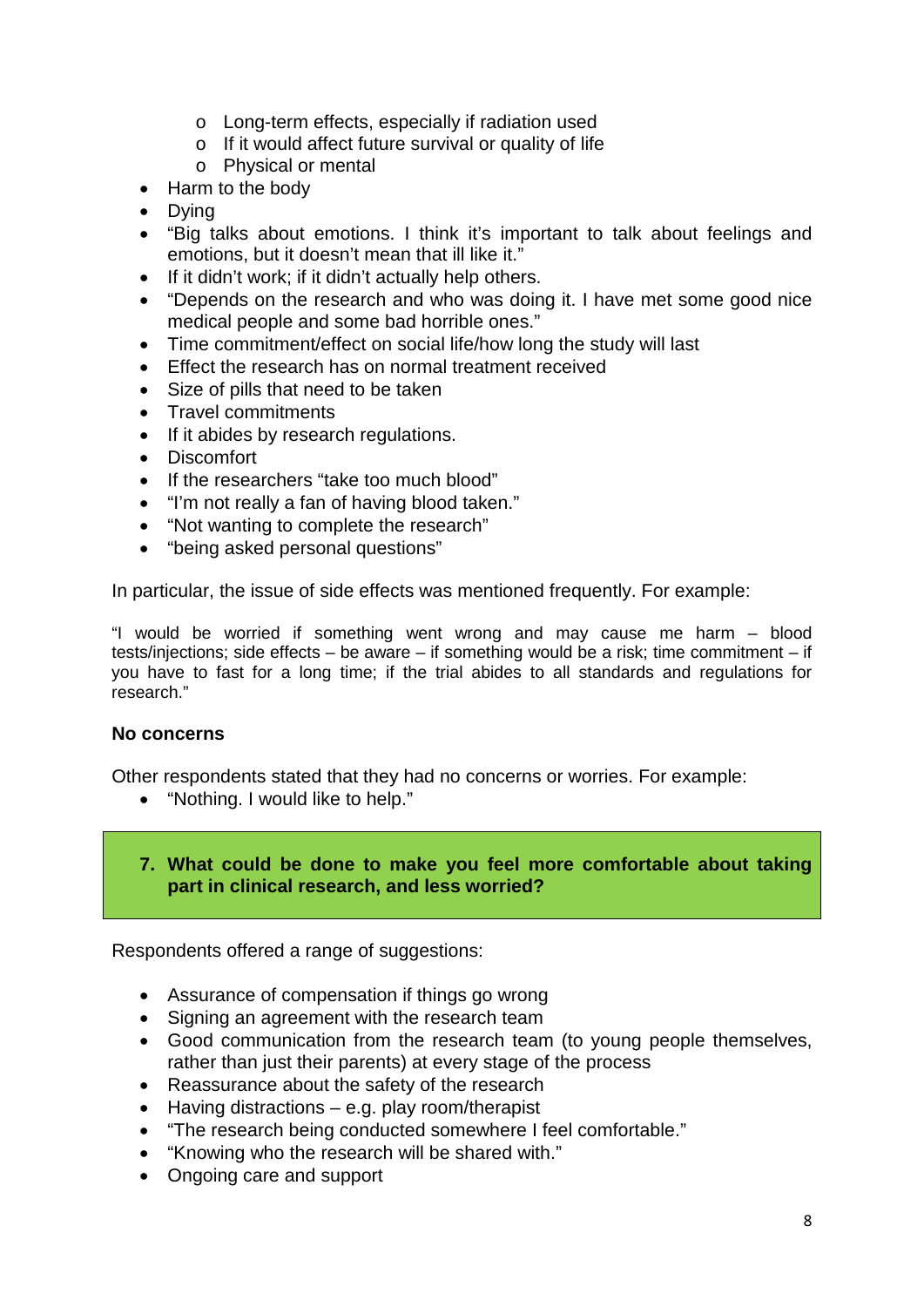- Long-term effects, especially if radiation used
  - If it would affect future survival or quality of life
  - Physical or mental
- Harm to the body
- Dying
- "Big talks about emotions. I think it's important to talk about feelings and emotions, but it doesn't mean that ill like it."
- If it didn't work; if it didn't actually help others.
- "Depends on the research and who was doing it. I have met some good nice medical people and some bad horrible ones."
- Time commitment/effect on social life/how long the study will last
- Effect the research has on normal treatment received
- Size of pills that need to be taken
- Travel commitments
- If it abides by research regulations.
- Discomfort
- If the researchers "take too much blood"
- "I'm not really a fan of having blood taken."
- "Not wanting to complete the research"
- "being asked personal questions"

In particular, the issue of side effects was mentioned frequently. For example:

"I would be worried if something went wrong and may cause me harm – blood tests/injections; side effects – be aware – if something would be a risk; time commitment – if you have to fast for a long time; if the trial abides to all standards and regulations for research."

**No concerns**

Other respondents stated that they had no concerns or worries. For example:

- "Nothing. I would like to help."

**7. What could be done to make you feel more comfortable about taking part in clinical research, and less worried?**

Respondents offered a range of suggestions:

- Assurance of compensation if things go wrong
- Signing an agreement with the research team
- Good communication from the research team (to young people themselves, rather than just their parents) at every stage of the process
- Reassurance about the safety of the research
- Having distractions – e.g. play room/therapist
- "The research being conducted somewhere I feel comfortable."
- "Knowing who the research will be shared with."
- Ongoing care and support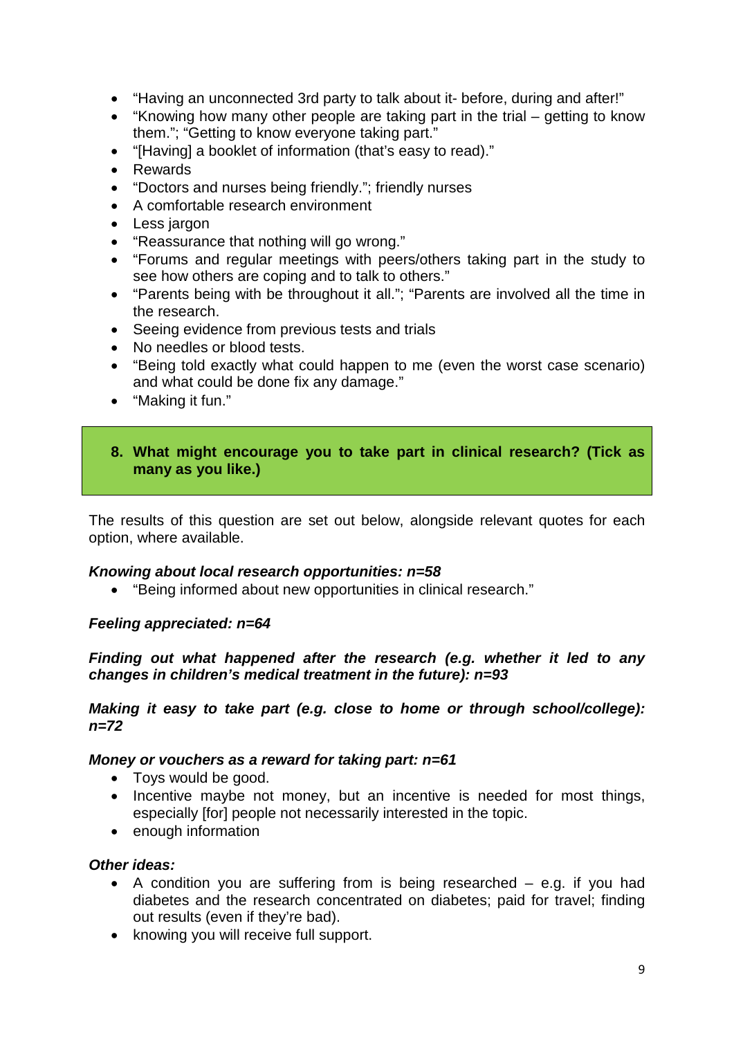- "Having an unconnected 3rd party to talk about it- before, during and after!"
- "Knowing how many other people are taking part in the trial – getting to know them."; "Getting to know everyone taking part."
- "[Having] a booklet of information (that's easy to read)."
- Rewards
- "Doctors and nurses being friendly."; friendly nurses
- A comfortable research environment
- Less jargon
- "Reassurance that nothing will go wrong."
- "Forums and regular meetings with peers/others taking part in the study to see how others are coping and to talk to others."
- "Parents being with be throughout it all."; "Parents are involved all the time in the research.
- Seeing evidence from previous tests and trials
- No needles or blood tests.
- "Being told exactly what could happen to me (even the worst case scenario) and what could be done fix any damage."
- "Making it fun."

**8. What might encourage you to take part in clinical research? (Tick as many as you like.)**

The results of this question are set out below, alongside relevant quotes for each option, where available.

***Knowing about local research opportunities: n=58***

- "Being informed about new opportunities in clinical research."

***Feeling appreciated: n=64***

***Finding out what happened after the research (e.g. whether it led to any changes in children's medical treatment in the future): n=93***

***Making it easy to take part (e.g. close to home or through school/college): n=72***

***Money or vouchers as a reward for taking part: n=61***

- Toys would be good.
- Incentive maybe not money, but an incentive is needed for most things, especially [for] people not necessarily interested in the topic.
- enough information

***Other ideas:***

- A condition you are suffering from is being researched – e.g. if you had diabetes and the research concentrated on diabetes; paid for travel; finding out results (even if they're bad).
- knowing you will receive full support.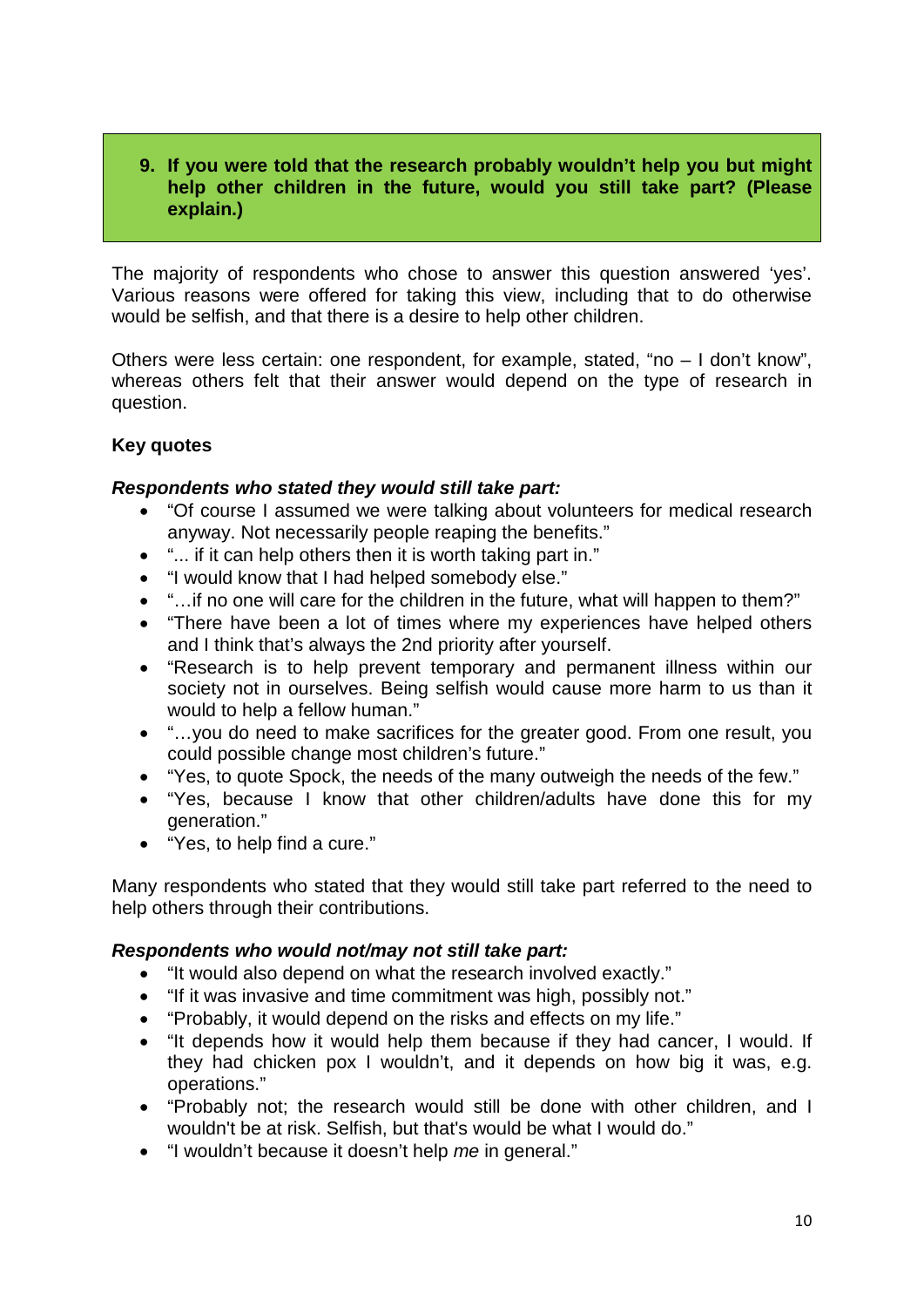### 9. If you were told that the research probably wouldn't help you but might help other children in the future, would you still take part? (Please explain.)

The majority of respondents who chose to answer this question answered 'yes'. Various reasons were offered for taking this view, including that to do otherwise would be selfish, and that there is a desire to help other children.

Others were less certain: one respondent, for example, stated, "no – I don't know", whereas others felt that their answer would depend on the type of research in question.

**Key quotes**

***Respondents who stated they would still take part:***

- "Of course I assumed we were talking about volunteers for medical research anyway. Not necessarily people reaping the benefits."
- "... if it can help others then it is worth taking part in."
- "I would know that I had helped somebody else."
- "…if no one will care for the children in the future, what will happen to them?"
- "There have been a lot of times where my experiences have helped others and I think that's always the 2nd priority after yourself.
- "Research is to help prevent temporary and permanent illness within our society not in ourselves. Being selfish would cause more harm to us than it would to help a fellow human."
- "…you do need to make sacrifices for the greater good. From one result, you could possible change most children's future."
- "Yes, to quote Spock, the needs of the many outweigh the needs of the few."
- "Yes, because I know that other children/adults have done this for my generation."
- "Yes, to help find a cure."

Many respondents who stated that they would still take part referred to the need to help others through their contributions.

***Respondents who would not/may not still take part:***

- "It would also depend on what the research involved exactly."
- "If it was invasive and time commitment was high, possibly not."
- "Probably, it would depend on the risks and effects on my life."
- "It depends how it would help them because if they had cancer, I would. If they had chicken pox I wouldn't, and it depends on how big it was, e.g. operations."
- "Probably not; the research would still be done with other children, and I wouldn't be at risk. Selfish, but that's would be what I would do."
- "I wouldn't because it doesn't help *me* in general."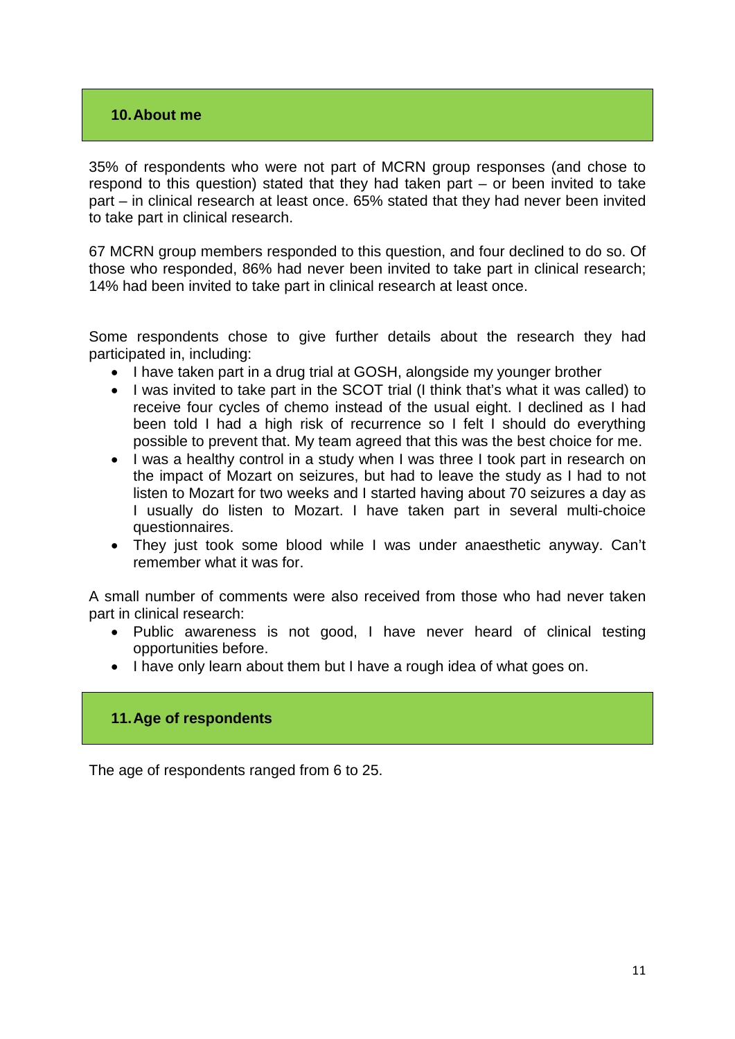## 10. About me

35% of respondents who were not part of MCRN group responses (and chose to respond to this question) stated that they had taken part – or been invited to take part – in clinical research at least once. 65% stated that they had never been invited to take part in clinical research.

67 MCRN group members responded to this question, and four declined to do so. Of those who responded, 86% had never been invited to take part in clinical research; 14% had been invited to take part in clinical research at least once.

Some respondents chose to give further details about the research they had participated in, including:

- I have taken part in a drug trial at GOSH, alongside my younger brother
- I was invited to take part in the SCOT trial (I think that's what it was called) to receive four cycles of chemo instead of the usual eight. I declined as I had been told I had a high risk of recurrence so I felt I should do everything possible to prevent that. My team agreed that this was the best choice for me.
- I was a healthy control in a study when I was three I took part in research on the impact of Mozart on seizures, but had to leave the study as I had to not listen to Mozart for two weeks and I started having about 70 seizures a day as I usually do listen to Mozart. I have taken part in several multi-choice questionnaires.
- They just took some blood while I was under anaesthetic anyway. Can't remember what it was for.

A small number of comments were also received from those who had never taken part in clinical research:

- Public awareness is not good, I have never heard of clinical testing opportunities before.
- I have only learn about them but I have a rough idea of what goes on.

## 11. Age of respondents

The age of respondents ranged from 6 to 25.